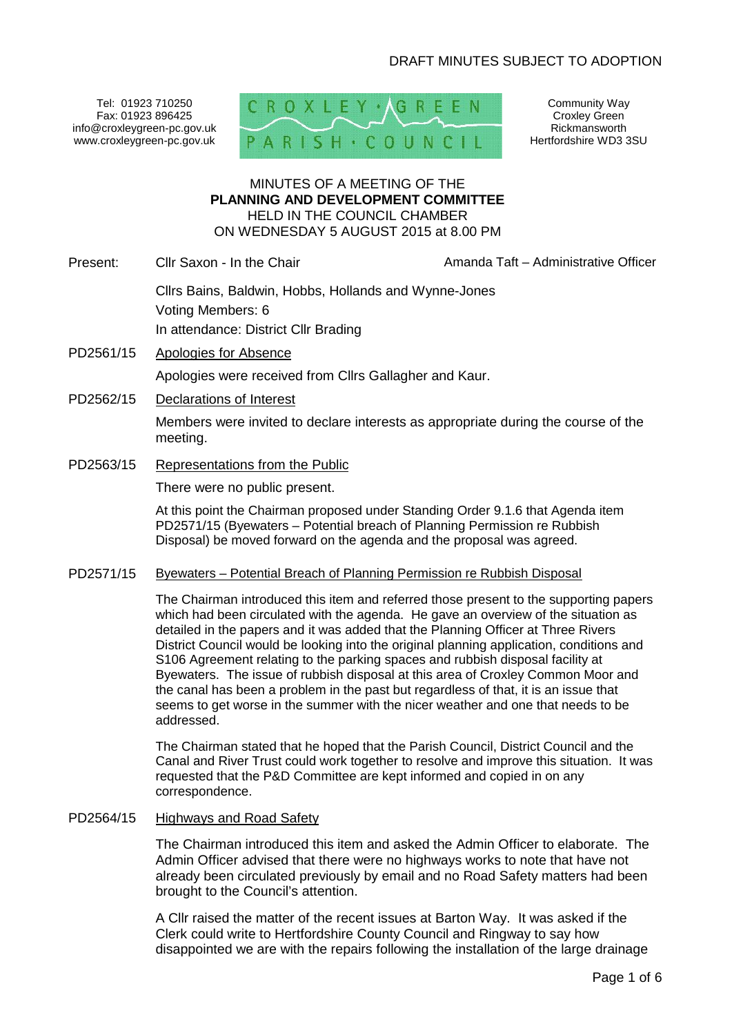DRAFT MINUTES SUBJECT TO ADOPTION

Tel: 01923 710250
Fax: 01923 896425
info@croxleygreen-pc.gov.uk
www.croxleygreen-pc.gov.uk

CROXLEY GREEN PARISH COUNCIL

Community Way
Croxley Green
Rickmansworth
Hertfordshire WD3 3SU

MINUTES OF A MEETING OF THE
**PLANNING AND DEVELOPMENT COMMITTEE**
HELD IN THE COUNCIL CHAMBER
ON WEDNESDAY 5 AUGUST 2015 at 8.00 PM

Present: Cllr Saxon - In the Chair — Amanda Taft – Administrative Officer

Cllrs Bains, Baldwin, Hobbs, Hollands and Wynne-Jones
Voting Members: 6
In attendance: District Cllr Brading

**PD2561/15 Apologies for Absence**

Apologies were received from Cllrs Gallagher and Kaur.

**PD2562/15 Declarations of Interest**

Members were invited to declare interests as appropriate during the course of the meeting.

**PD2563/15 Representations from the Public**

There were no public present.

At this point the Chairman proposed under Standing Order 9.1.6 that Agenda item PD2571/15 (Byewaters – Potential breach of Planning Permission re Rubbish Disposal) be moved forward on the agenda and the proposal was agreed.

**PD2571/15 Byewaters – Potential Breach of Planning Permission re Rubbish Disposal**

The Chairman introduced this item and referred those present to the supporting papers which had been circulated with the agenda. He gave an overview of the situation as detailed in the papers and it was added that the Planning Officer at Three Rivers District Council would be looking into the original planning application, conditions and S106 Agreement relating to the parking spaces and rubbish disposal facility at Byewaters. The issue of rubbish disposal at this area of Croxley Common Moor and the canal has been a problem in the past but regardless of that, it is an issue that seems to get worse in the summer with the nicer weather and one that needs to be addressed.

The Chairman stated that he hoped that the Parish Council, District Council and the Canal and River Trust could work together to resolve and improve this situation. It was requested that the P&D Committee are kept informed and copied in on any correspondence.

**PD2564/15 Highways and Road Safety**

The Chairman introduced this item and asked the Admin Officer to elaborate. The Admin Officer advised that there were no highways works to note that have not already been circulated previously by email and no Road Safety matters had been brought to the Council's attention.

A Cllr raised the matter of the recent issues at Barton Way. It was asked if the Clerk could write to Hertfordshire County Council and Ringway to say how disappointed we are with the repairs following the installation of the large drainage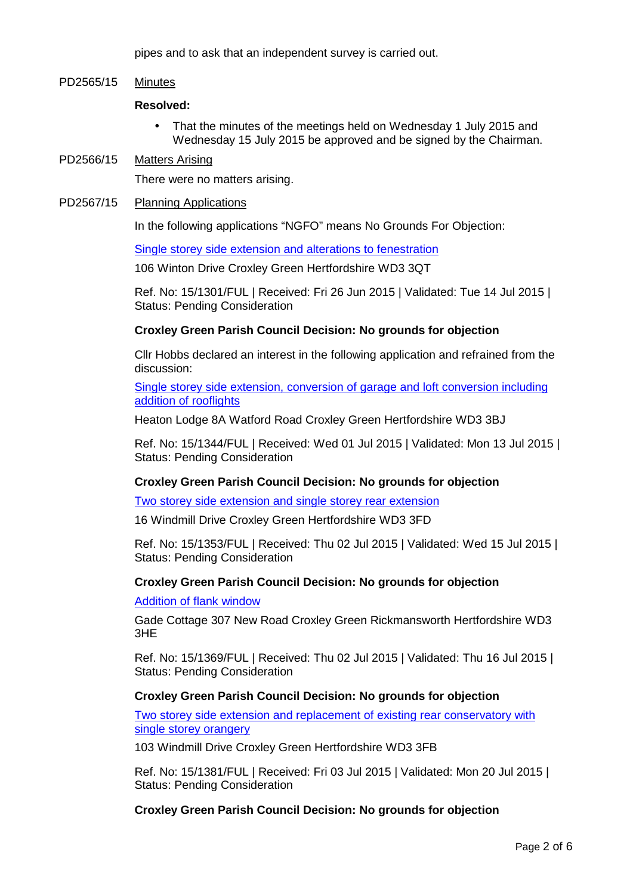pipes and to ask that an independent survey is carried out.

PD2565/15 Minutes

**Resolved:**

- That the minutes of the meetings held on Wednesday 1 July 2015 and Wednesday 15 July 2015 be approved and be signed by the Chairman.

PD2566/15 Matters Arising

There were no matters arising.

PD2567/15 Planning Applications

In the following applications "NGFO" means No Grounds For Objection:

Single storey side extension and alterations to fenestration

106 Winton Drive Croxley Green Hertfordshire WD3 3QT

Ref. No: 15/1301/FUL | Received: Fri 26 Jun 2015 | Validated: Tue 14 Jul 2015 | Status: Pending Consideration

**Croxley Green Parish Council Decision: No grounds for objection**

Cllr Hobbs declared an interest in the following application and refrained from the discussion:

Single storey side extension, conversion of garage and loft conversion including addition of rooflights

Heaton Lodge 8A Watford Road Croxley Green Hertfordshire WD3 3BJ

Ref. No: 15/1344/FUL | Received: Wed 01 Jul 2015 | Validated: Mon 13 Jul 2015 | Status: Pending Consideration

**Croxley Green Parish Council Decision: No grounds for objection**

Two storey side extension and single storey rear extension

16 Windmill Drive Croxley Green Hertfordshire WD3 3FD

Ref. No: 15/1353/FUL | Received: Thu 02 Jul 2015 | Validated: Wed 15 Jul 2015 | Status: Pending Consideration

**Croxley Green Parish Council Decision: No grounds for objection**

Addition of flank window

Gade Cottage 307 New Road Croxley Green Rickmansworth Hertfordshire WD3 3HE

Ref. No: 15/1369/FUL | Received: Thu 02 Jul 2015 | Validated: Thu 16 Jul 2015 | Status: Pending Consideration

**Croxley Green Parish Council Decision: No grounds for objection**

Two storey side extension and replacement of existing rear conservatory with single storey orangery

103 Windmill Drive Croxley Green Hertfordshire WD3 3FB

Ref. No: 15/1381/FUL | Received: Fri 03 Jul 2015 | Validated: Mon 20 Jul 2015 | Status: Pending Consideration

**Croxley Green Parish Council Decision: No grounds for objection**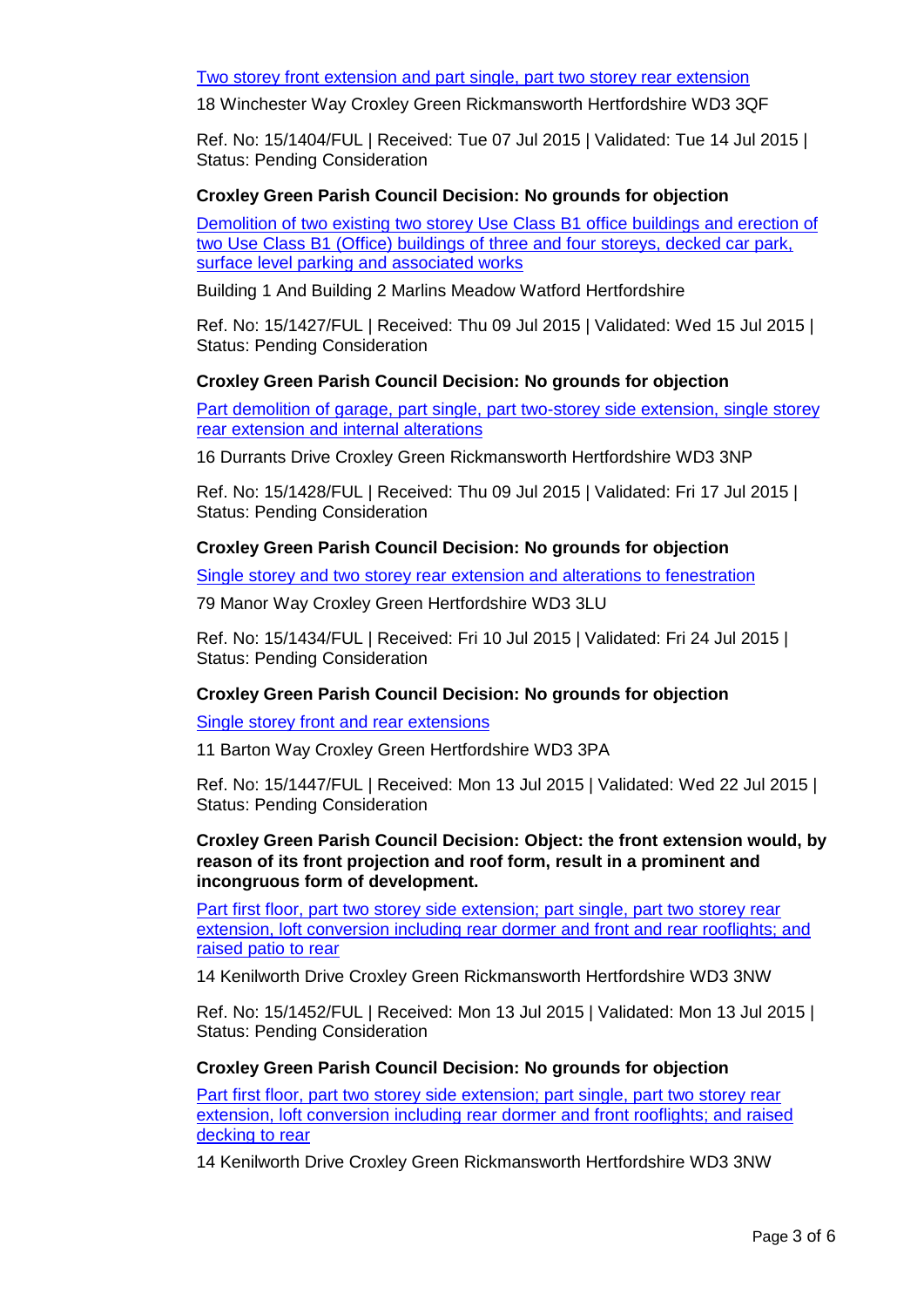Two storey front extension and part single, part two storey rear extension

18 Winchester Way Croxley Green Rickmansworth Hertfordshire WD3 3QF

Ref. No: 15/1404/FUL | Received: Tue 07 Jul 2015 | Validated: Tue 14 Jul 2015 | Status: Pending Consideration

**Croxley Green Parish Council Decision: No grounds for objection**

Demolition of two existing two storey Use Class B1 office buildings and erection of two Use Class B1 (Office) buildings of three and four storeys, decked car park, surface level parking and associated works

Building 1 And Building 2 Marlins Meadow Watford Hertfordshire

Ref. No: 15/1427/FUL | Received: Thu 09 Jul 2015 | Validated: Wed 15 Jul 2015 | Status: Pending Consideration

**Croxley Green Parish Council Decision: No grounds for objection**

Part demolition of garage, part single, part two-storey side extension, single storey rear extension and internal alterations

16 Durrants Drive Croxley Green Rickmansworth Hertfordshire WD3 3NP

Ref. No: 15/1428/FUL | Received: Thu 09 Jul 2015 | Validated: Fri 17 Jul 2015 | Status: Pending Consideration

**Croxley Green Parish Council Decision: No grounds for objection**

Single storey and two storey rear extension and alterations to fenestration

79 Manor Way Croxley Green Hertfordshire WD3 3LU

Ref. No: 15/1434/FUL | Received: Fri 10 Jul 2015 | Validated: Fri 24 Jul 2015 | Status: Pending Consideration

**Croxley Green Parish Council Decision: No grounds for objection**

Single storey front and rear extensions

11 Barton Way Croxley Green Hertfordshire WD3 3PA

Ref. No: 15/1447/FUL | Received: Mon 13 Jul 2015 | Validated: Wed 22 Jul 2015 | Status: Pending Consideration

**Croxley Green Parish Council Decision: Object: the front extension would, by reason of its front projection and roof form, result in a prominent and incongruous form of development.**

Part first floor, part two storey side extension; part single, part two storey rear extension, loft conversion including rear dormer and front and rear rooflights; and raised patio to rear

14 Kenilworth Drive Croxley Green Rickmansworth Hertfordshire WD3 3NW

Ref. No: 15/1452/FUL | Received: Mon 13 Jul 2015 | Validated: Mon 13 Jul 2015 | Status: Pending Consideration

**Croxley Green Parish Council Decision: No grounds for objection**

Part first floor, part two storey side extension; part single, part two storey rear extension, loft conversion including rear dormer and front rooflights; and raised decking to rear

14 Kenilworth Drive Croxley Green Rickmansworth Hertfordshire WD3 3NW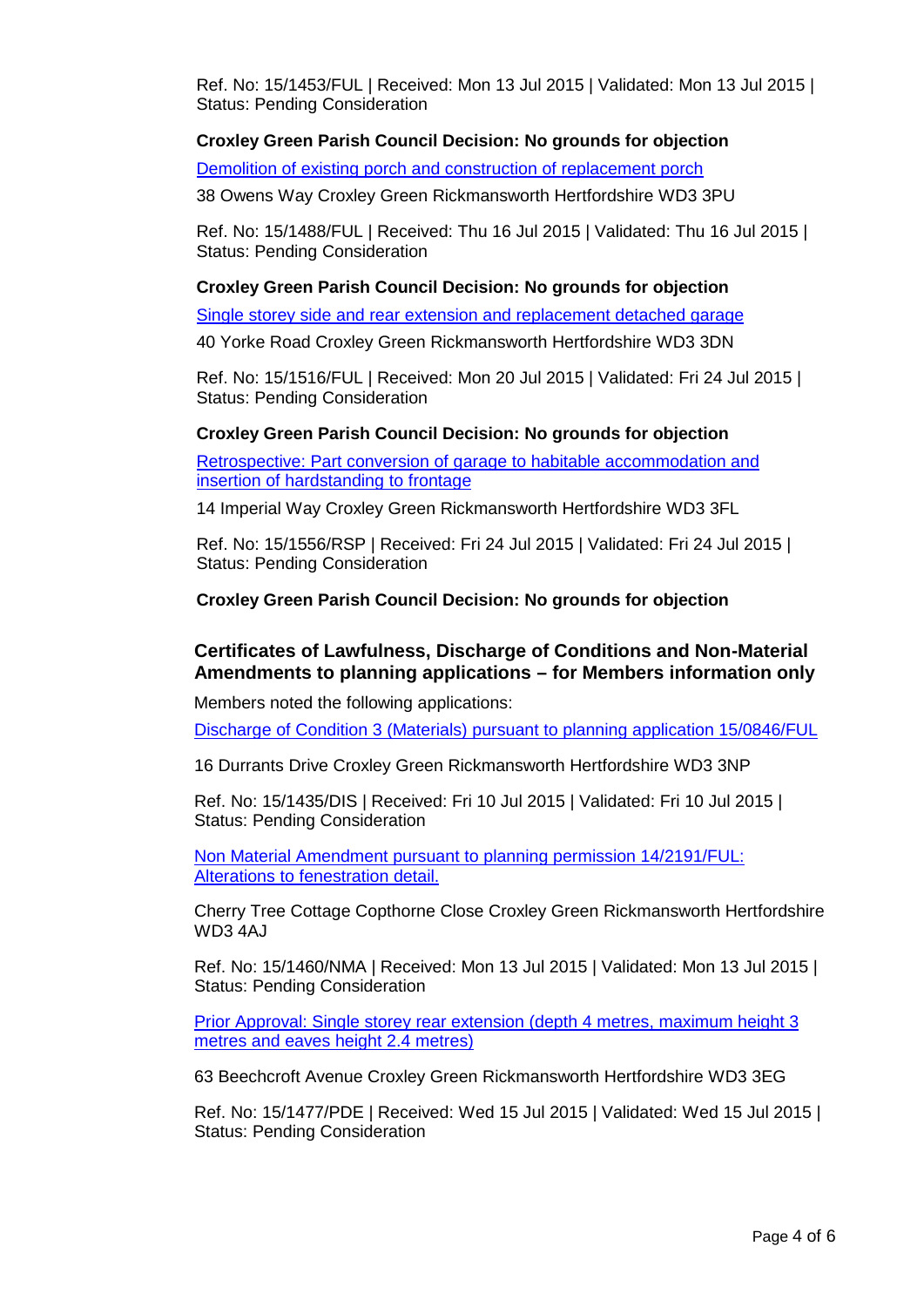Ref. No: 15/1453/FUL | Received: Mon 13 Jul 2015 | Validated: Mon 13 Jul 2015 | Status: Pending Consideration

**Croxley Green Parish Council Decision: No grounds for objection**

Demolition of existing porch and construction of replacement porch

38 Owens Way Croxley Green Rickmansworth Hertfordshire WD3 3PU

Ref. No: 15/1488/FUL | Received: Thu 16 Jul 2015 | Validated: Thu 16 Jul 2015 | Status: Pending Consideration

**Croxley Green Parish Council Decision: No grounds for objection**

Single storey side and rear extension and replacement detached garage

40 Yorke Road Croxley Green Rickmansworth Hertfordshire WD3 3DN

Ref. No: 15/1516/FUL | Received: Mon 20 Jul 2015 | Validated: Fri 24 Jul 2015 | Status: Pending Consideration

**Croxley Green Parish Council Decision: No grounds for objection**

Retrospective: Part conversion of garage to habitable accommodation and insertion of hardstanding to frontage

14 Imperial Way Croxley Green Rickmansworth Hertfordshire WD3 3FL

Ref. No: 15/1556/RSP | Received: Fri 24 Jul 2015 | Validated: Fri 24 Jul 2015 | Status: Pending Consideration

**Croxley Green Parish Council Decision: No grounds for objection**

## Certificates of Lawfulness, Discharge of Conditions and Non-Material Amendments to planning applications – for Members information only

Members noted the following applications:

Discharge of Condition 3 (Materials) pursuant to planning application 15/0846/FUL

16 Durrants Drive Croxley Green Rickmansworth Hertfordshire WD3 3NP

Ref. No: 15/1435/DIS | Received: Fri 10 Jul 2015 | Validated: Fri 10 Jul 2015 | Status: Pending Consideration

Non Material Amendment pursuant to planning permission 14/2191/FUL: Alterations to fenestration detail.

Cherry Tree Cottage Copthorne Close Croxley Green Rickmansworth Hertfordshire WD3 4AJ

Ref. No: 15/1460/NMA | Received: Mon 13 Jul 2015 | Validated: Mon 13 Jul 2015 | Status: Pending Consideration

Prior Approval: Single storey rear extension (depth 4 metres, maximum height 3 metres and eaves height 2.4 metres)

63 Beechcroft Avenue Croxley Green Rickmansworth Hertfordshire WD3 3EG

Ref. No: 15/1477/PDE | Received: Wed 15 Jul 2015 | Validated: Wed 15 Jul 2015 | Status: Pending Consideration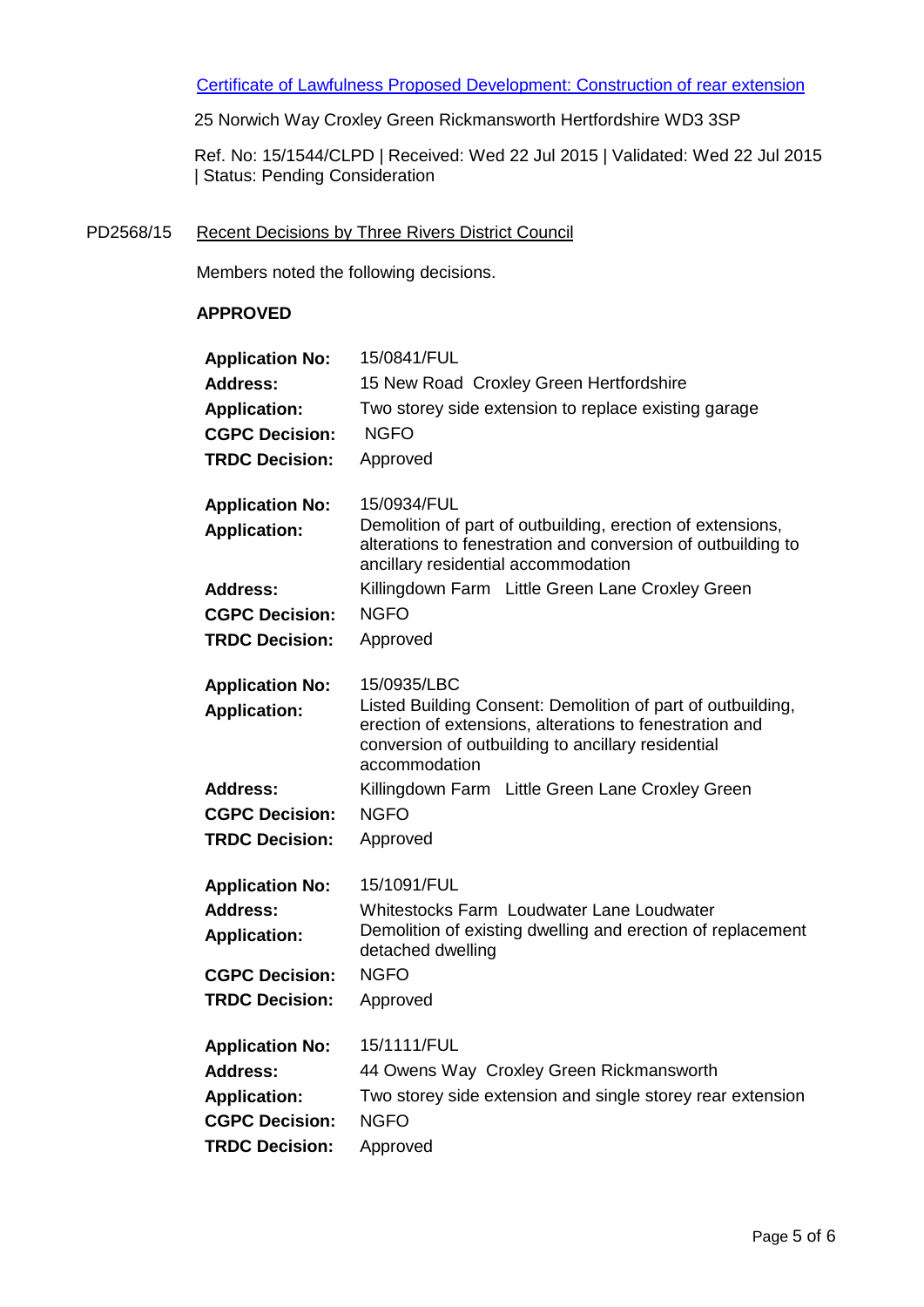Certificate of Lawfulness Proposed Development: Construction of rear extension

25 Norwich Way Croxley Green Rickmansworth Hertfordshire WD3 3SP

Ref. No: 15/1544/CLPD | Received: Wed 22 Jul 2015 | Validated: Wed 22 Jul 2015 | Status: Pending Consideration

PD2568/15 Recent Decisions by Three Rivers District Council

Members noted the following decisions.

**APPROVED**

| | |
|---|---|
| **Application No:** | 15/0841/FUL |
| **Address:** | 15 New Road Croxley Green Hertfordshire |
| **Application:** | Two storey side extension to replace existing garage |
| **CGPC Decision:** | NGFO |
| **TRDC Decision:** | Approved |

| | |
|---|---|
| **Application No:** | 15/0934/FUL |
| **Application:** | Demolition of part of outbuilding, erection of extensions, alterations to fenestration and conversion of outbuilding to ancillary residential accommodation |
| **Address:** | Killingdown Farm Little Green Lane Croxley Green |
| **CGPC Decision:** | NGFO |
| **TRDC Decision:** | Approved |

| | |
|---|---|
| **Application No:** | 15/0935/LBC |
| **Application:** | Listed Building Consent: Demolition of part of outbuilding, erection of extensions, alterations to fenestration and conversion of outbuilding to ancillary residential accommodation |
| **Address:** | Killingdown Farm Little Green Lane Croxley Green |
| **CGPC Decision:** | NGFO |
| **TRDC Decision:** | Approved |

| | |
|---|---|
| **Application No:** | 15/1091/FUL |
| **Address:** | Whitestocks Farm Loudwater Lane Loudwater |
| **Application:** | Demolition of existing dwelling and erection of replacement detached dwelling |
| **CGPC Decision:** | NGFO |
| **TRDC Decision:** | Approved |

| | |
|---|---|
| **Application No:** | 15/1111/FUL |
| **Address:** | 44 Owens Way Croxley Green Rickmansworth |
| **Application:** | Two storey side extension and single storey rear extension |
| **CGPC Decision:** | NGFO |
| **TRDC Decision:** | Approved |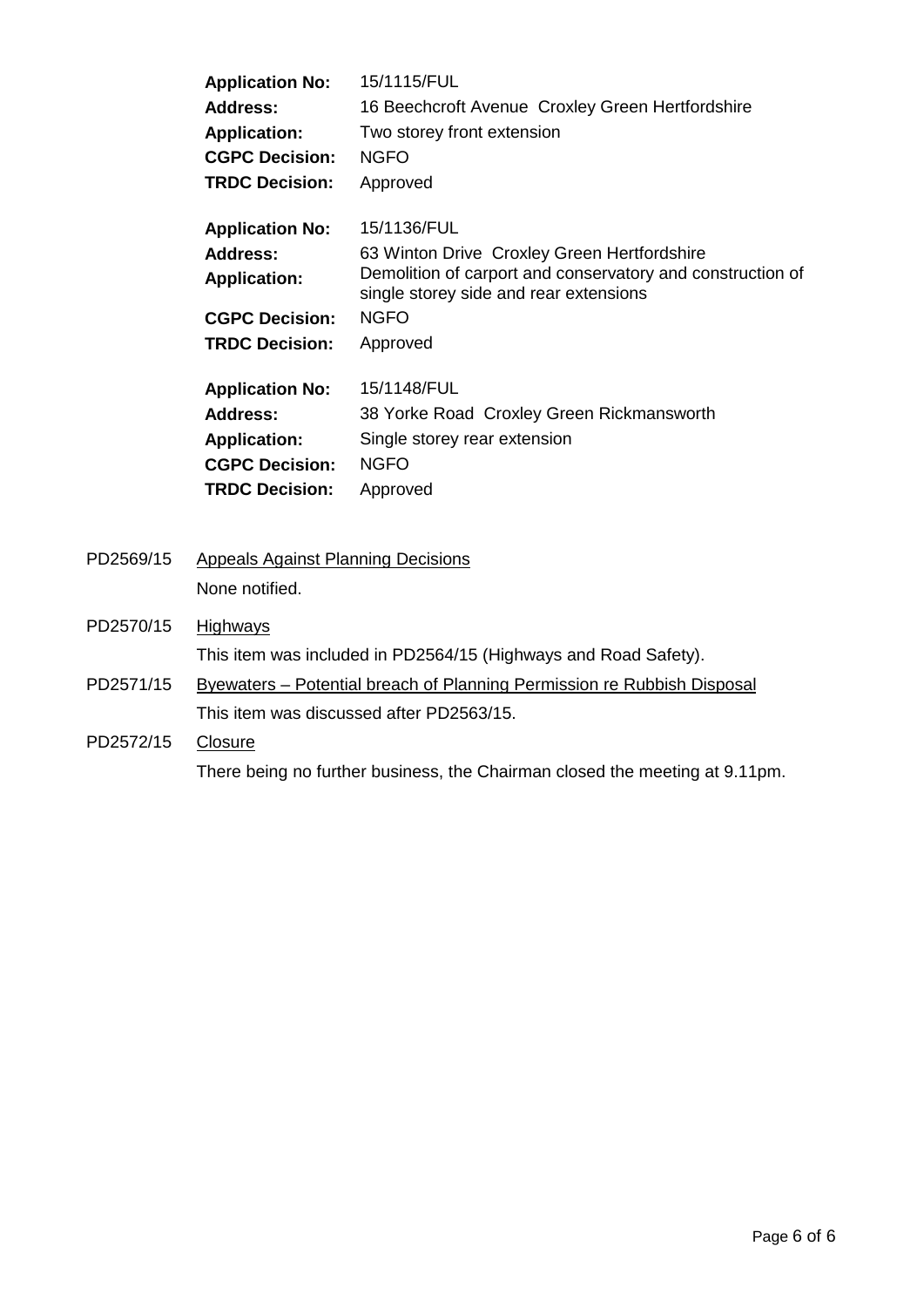| | |
|---|---|
| **Application No:** | 15/1115/FUL |
| **Address:** | 16 Beechcroft Avenue Croxley Green Hertfordshire |
| **Application:** | Two storey front extension |
| **CGPC Decision:** | NGFO |
| **TRDC Decision:** | Approved |

| | |
|---|---|
| **Application No:** | 15/1136/FUL |
| **Address:** | 63 Winton Drive Croxley Green Hertfordshire |
| **Application:** | Demolition of carport and conservatory and construction of single storey side and rear extensions |
| **CGPC Decision:** | NGFO |
| **TRDC Decision:** | Approved |

| | |
|---|---|
| **Application No:** | 15/1148/FUL |
| **Address:** | 38 Yorke Road Croxley Green Rickmansworth |
| **Application:** | Single storey rear extension |
| **CGPC Decision:** | NGFO |
| **TRDC Decision:** | Approved |

PD2569/15 Appeals Against Planning Decisions

None notified.

PD2570/15 Highways

This item was included in PD2564/15 (Highways and Road Safety).

PD2571/15 Byewaters – Potential breach of Planning Permission re Rubbish Disposal

This item was discussed after PD2563/15.

PD2572/15 Closure

There being no further business, the Chairman closed the meeting at 9.11pm.